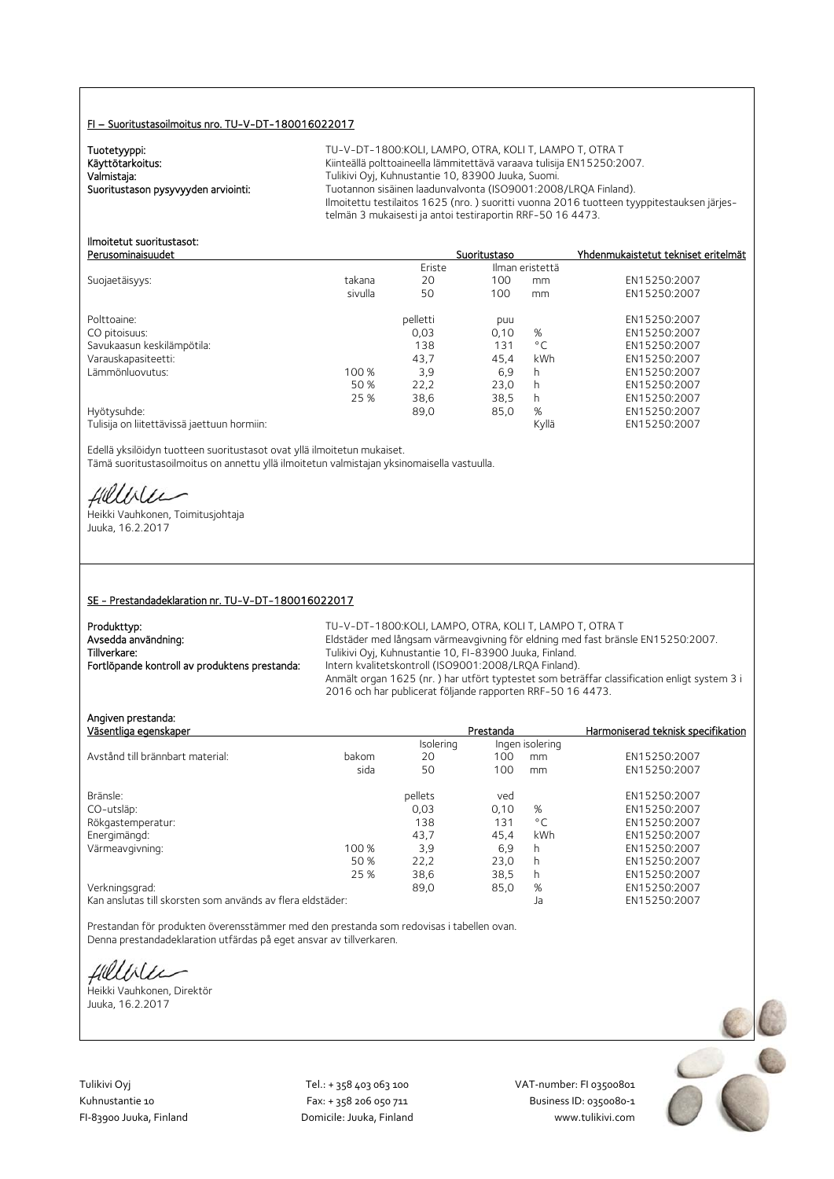## FI – Suoritustasoilmoitus nro. TU-V-DT-180016022017

**Tuotetyyppi:** TU-V-DT-1800:KOLI, LAMPO, OTRA, KOLI T, LAMPO T, OTRA T
**Käyttötarkoitus:** Kiinteällä polttoaineella lämmitettävä varaava tulisija EN15250:2007.
**Valmistaja:** Tulikivi Oyj, Kuhnustantie 10, 83900 Juuka, Suomi.
**Suoritustason pysyvyyden arviointi:** Tuotannon sisäinen laadunvalvonta (ISO9001:2008/LRQA Finland).
Ilmoitettu testilaitos 1625 (nro. ) suoritti vuonna 2016 tuotteen tyyppitestauksen järjestelmän 3 mukaisesti ja antoi testiraportin RRF-50 16 4473.

**Ilmoitetut suoritustasot:**

| Perusominaisuudet | | Suoritustaso | | | Yhdenmukaistetut tekniset eritelmät |
|---|---|---|---|---|---|
| | | Eriste | Ilman eristettä | | |
| Suojaetäisyys: | takana | 20 | 100 | mm | EN15250:2007 |
| | sivulla | 50 | 100 | mm | EN15250:2007 |
| Polttoaine: | | pelletti | puu | | EN15250:2007 |
| CO pitoisuus: | | 0,03 | 0,10 | % | EN15250:2007 |
| Savukaasun keskilämpötila: | | 138 | 131 | °C | EN15250:2007 |
| Varauskapasiteetti: | | 43,7 | 45,4 | kWh | EN15250:2007 |
| Lämmönluovutus: | 100 % | 3,9 | 6,9 | h | EN15250:2007 |
| | 50 % | 22,2 | 23,0 | h | EN15250:2007 |
| | 25 % | 38,6 | 38,5 | h | EN15250:2007 |
| Hyötysuhde: | | 89,0 | 85,0 | % | EN15250:2007 |
| Tulisija on liitettävissä jaettuun hormiin: | | | | Kyllä | EN15250:2007 |

Edellä yksilöidyn tuotteen suoritustasot ovat yllä ilmoitetun mukaiset.
Tämä suoritustasoilmoitus on annettu yllä ilmoitetun valmistajan yksinomaisella vastuulla.

Heikki Vauhkonen, Toimitusjohtaja
Juuka, 16.2.2017

## SE - Prestandadeklaration nr. TU-V-DT-180016022017

**Produkttyp:** TU-V-DT-1800:KOLI, LAMPO, OTRA, KOLI T, LAMPO T, OTRA T
**Avsedda användning:** Eldstäder med långsam värmeavgivning för eldning med fast bränsle EN15250:2007.
**Tillverkare:** Tulikivi Oyj, Kuhnustantie 10, FI-83900 Juuka, Finland.
**Fortlöpande kontroll av produktens prestanda:** Intern kvalitetskontroll (ISO9001:2008/LRQA Finland).
Anmält organ 1625 (nr. ) har utfört typtestet som beträffar classification enligt system 3 i 2016 och har publicerat följande rapporten RRF-50 16 4473.

**Angiven prestanda:**

| Väsentliga egenskaper | | Prestanda | | | Harmoniserad teknisk specifikation |
|---|---|---|---|---|---|
| | | Isolering | Ingen isolering | | |
| Avstånd till brännbart material: | bakom | 20 | 100 | mm | EN15250:2007 |
| | sida | 50 | 100 | mm | EN15250:2007 |
| Bränsle: | | pellets | ved | | EN15250:2007 |
| CO-utsläp: | | 0,03 | 0,10 | % | EN15250:2007 |
| Rökgastemperatur: | | 138 | 131 | °C | EN15250:2007 |
| Energimängd: | | 43,7 | 45,4 | kWh | EN15250:2007 |
| Värmeavgivning: | 100 % | 3,9 | 6,9 | h | EN15250:2007 |
| | 50 % | 22,2 | 23,0 | h | EN15250:2007 |
| | 25 % | 38,6 | 38,5 | h | EN15250:2007 |
| Verkningsgrad: | | 89,0 | 85,0 | % | EN15250:2007 |
| Kan anslutas till skorsten som används av flera eldstäder: | | | | Ja | EN15250:2007 |

Prestandan för produkten överensstämmer med den prestanda som redovisas i tabellen ovan.
Denna prestandadeklaration utfärdas på eget ansvar av tillverkaren.

Heikki Vauhkonen, Direktör
Juuka, 16.2.2017

Tulikivi Oyj
Kuhnustantie 10
FI-83900 Juuka, Finland

Tel.: + 358 403 063 100
Fax: + 358 206 050 711
Domicile: Juuka, Finland

VAT-number: FI 03500801
Business ID: 0350080-1
www.tulikivi.com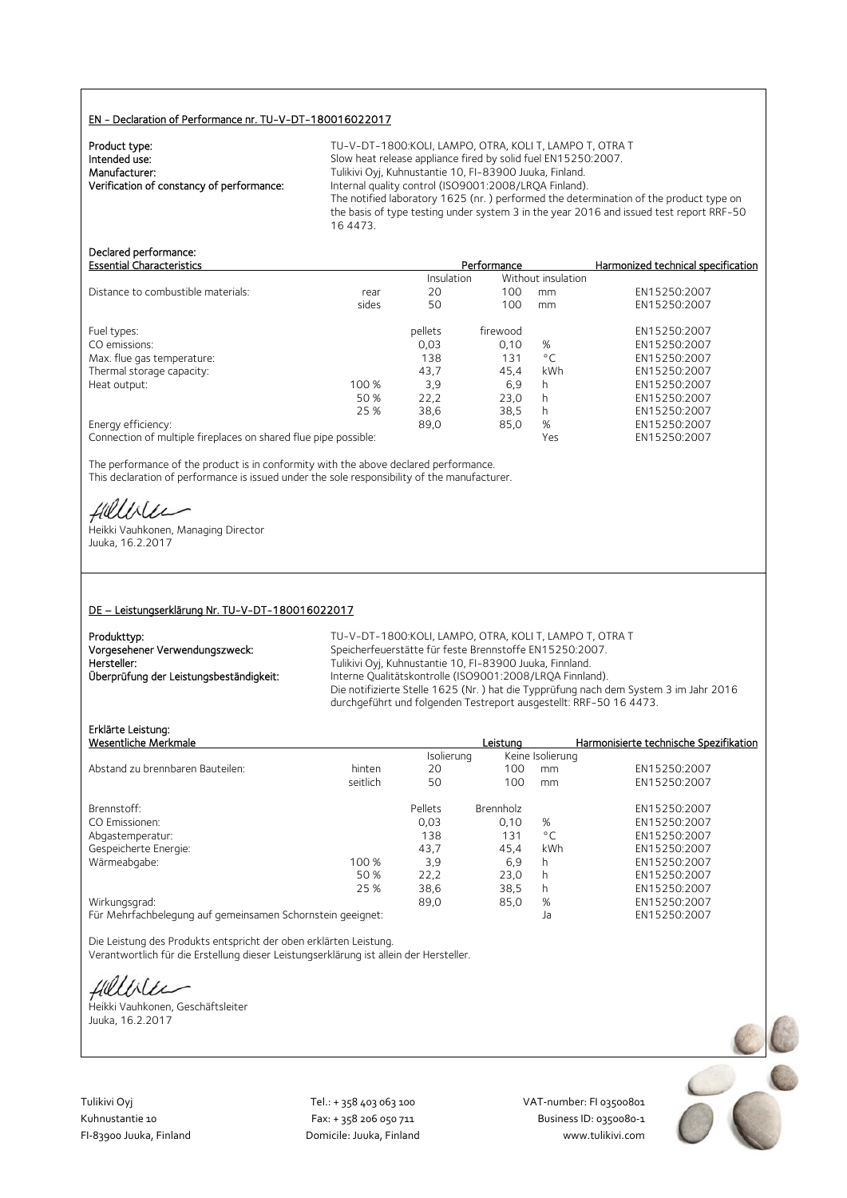## EN - Declaration of Performance nr. TU-V-DT-180016022017

**Product type:** TU-V-DT-1800:KOLI, LAMPO, OTRA, KOLI T, LAMPO T, OTRA T
**Intended use:** Slow heat release appliance fired by solid fuel EN15250:2007.
**Manufacturer:** Tulikivi Oyj, Kuhnustantie 10, FI-83900 Juuka, Finland.
**Verification of constancy of performance:** Internal quality control (ISO9001:2008/LRQA Finland).
The notified laboratory 1625 (nr. ) performed the determination of the product type on the basis of type testing under system 3 in the year 2016 and issued test report RRF-50 16 4473.

**Declared performance:**

| Essential Characteristics | | Performance | | | Harmonized technical specification |
|---|---|---|---|---|---|
| | | Insulation | Without insulation | | |
| Distance to combustible materials: | rear | 20 | 100 | mm | EN15250:2007 |
| | sides | 50 | 100 | mm | EN15250:2007 |
| Fuel types: | | pellets | firewood | | EN15250:2007 |
| CO emissions: | | 0,03 | 0,10 | % | EN15250:2007 |
| Max. flue gas temperature: | | 138 | 131 | °C | EN15250:2007 |
| Thermal storage capacity: | | 43,7 | 45,4 | kWh | EN15250:2007 |
| Heat output: | 100 % | 3,9 | 6,9 | h | EN15250:2007 |
| | 50 % | 22,2 | 23,0 | h | EN15250:2007 |
| | 25 % | 38,6 | 38,5 | h | EN15250:2007 |
| Energy efficiency: | | 89,0 | 85,0 | % | EN15250:2007 |
| Connection of multiple fireplaces on shared flue pipe possible: | | | | Yes | EN15250:2007 |

The performance of the product is in conformity with the above declared performance.
This declaration of performance is issued under the sole responsibility of the manufacturer.

Heikki Vauhkonen, Managing Director
Juuka, 16.2.2017

## DE – Leistungserklärung Nr. TU-V-DT-180016022017

**Produkttyp:** TU-V-DT-1800:KOLI, LAMPO, OTRA, KOLI T, LAMPO T, OTRA T
**Vorgesehener Verwendungszweck:** Speicherfeuerstätte für feste Brennstoffe EN15250:2007.
**Hersteller:** Tulikivi Oyj, Kuhnustantie 10, FI-83900 Juuka, Finnland.
**Überprüfung der Leistungsbeständigkeit:** Interne Qualitätskontrolle (ISO9001:2008/LRQA Finnland).
Die notifizierte Stelle 1625 (Nr. ) hat die Typprüfung nach dem System 3 im Jahr 2016 durchgeführt und folgenden Testreport ausgestellt: RRF-50 16 4473.

**Erklärte Leistung:**

| Wesentliche Merkmale | | Leistung | | | Harmonisierte technische Spezifikation |
|---|---|---|---|---|---|
| | | Isolierung | Keine Isolierung | | |
| Abstand zu brennbaren Bauteilen: | hinten | 20 | 100 | mm | EN15250:2007 |
| | seitlich | 50 | 100 | mm | EN15250:2007 |
| Brennstoff: | | Pellets | Brennholz | | EN15250:2007 |
| CO Emissionen: | | 0,03 | 0,10 | % | EN15250:2007 |
| Abgastemperatur: | | 138 | 131 | °C | EN15250:2007 |
| Gespeicherte Energie: | | 43,7 | 45,4 | kWh | EN15250:2007 |
| Wärmeabgabe: | 100 % | 3,9 | 6,9 | h | EN15250:2007 |
| | 50 % | 22,2 | 23,0 | h | EN15250:2007 |
| | 25 % | 38,6 | 38,5 | h | EN15250:2007 |
| Wirkungsgrad: | | 89,0 | 85,0 | % | EN15250:2007 |
| Für Mehrfachbelegung auf gemeinsamen Schornstein geeignet: | | | | Ja | EN15250:2007 |

Die Leistung des Produkts entspricht der oben erklärten Leistung.
Verantwortlich für die Erstellung dieser Leistungserklärung ist allein der Hersteller.

Heikki Vauhkonen, Geschäftsleiter
Juuka, 16.2.2017

Tulikivi Oyj
Kuhnustantie 10
FI-83900 Juuka, Finland

Tel.: + 358 403 063 100
Fax: + 358 206 050 711
Domicile: Juuka, Finland

VAT-number: FI 03500801
Business ID: 0350080-1
www.tulikivi.com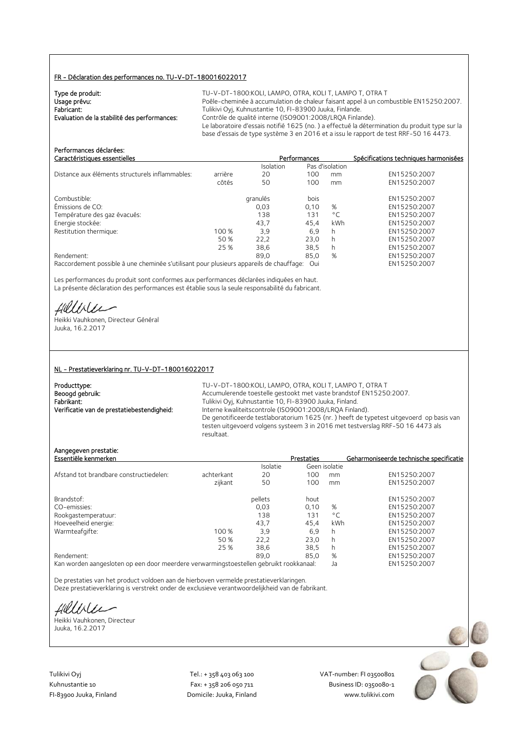## FR - Déclaration des performances no. TU-V-DT-180016022017

**Type de produit:** TU-V-DT-1800:KOLI, LAMPO, OTRA, KOLI T, LAMPO T, OTRA T
**Usage prévu:** Poêle-cheminée à accumulation de chaleur faisant appel à un combustible EN15250:2007.
**Fabricant:** Tulikivi Oyj, Kuhnustantie 10, FI-83900 Juuka, Finlande.
**Evaluation de la stabilité des performances:** Contrôle de qualité interne (ISO9001:2008/LRQA Finlande). Le laboratoire d'essais notifié 1625 (no. ) a effectué la détermination du produit type sur la base d'essais de type système 3 en 2016 et a issu le rapport de test RRF-50 16 4473.

**Performances déclarées:**

| Caractéristiques essentielles | | Performances | | | Spécifications techniques harmonisées |
|---|---|---|---|---|---|
| | | Isolation | Pas d'isolation | | |
| Distance aux éléments structurels inflammables: | arrière | 20 | 100 | mm | EN15250:2007 |
| | côtés | 50 | 100 | mm | EN15250:2007 |
| Combustible: | | granulés | bois | | EN15250:2007 |
| Émissions de CO: | | 0,03 | 0,10 | % | EN15250:2007 |
| Température des gaz évacués: | | 138 | 131 | °C | EN15250:2007 |
| Energie stockée: | | 43,7 | 45,4 | kWh | EN15250:2007 |
| Restitution thermique: | 100 % | 3,9 | 6,9 | h | EN15250:2007 |
| | 50 % | 22,2 | 23,0 | h | EN15250:2007 |
| | 25 % | 38,6 | 38,5 | h | EN15250:2007 |
| Rendement: | | 89,0 | 85,0 | % | EN15250:2007 |
| Raccordement possible à une cheminée s'utilisant pour plusieurs appareils de chauffage: | | | Oui | | EN15250:2007 |

Les performances du produit sont conformes aux performances déclarées indiquées en haut.
La présente déclaration des performances est établie sous la seule responsabilité du fabricant.

Heikki Vauhkonen, Directeur Général
Juuka, 16.2.2017

## NL - Prestatieverklaring nr. TU-V-DT-180016022017

**Producttype:** TU-V-DT-1800:KOLI, LAMPO, OTRA, KOLI T, LAMPO T, OTRA T
**Beoogd gebruik:** Accumulerende toestelle gestookt met vaste brandstof EN15250:2007.
**Fabrikant:** Tulikivi Oyj, Kuhnustantie 10, FI-83900 Juuka, Finland.
**Verificatie van de prestatiebestendigheid:** Interne kwaliteitscontrole (ISO9001:2008/LRQA Finland). De genotificeerde testlaboratorium 1625 (nr. ) heeft de typetest uitgevoerd op basis van testen uitgevoerd volgens systeem 3 in 2016 met testverslag RRF-50 16 4473 als resultaat.

**Aangegeven prestatie:**

| Essentiële kenmerken | | Prestaties | | | Geharmoniseerde technische specificatie |
|---|---|---|---|---|---|
| | | Isolatie | Geen isolatie | | |
| Afstand tot brandbare constructiedelen: | achterkant | 20 | 100 | mm | EN15250:2007 |
| | zijkant | 50 | 100 | mm | EN15250:2007 |
| Brandstof: | | pellets | hout | | EN15250:2007 |
| CO-emissies: | | 0,03 | 0,10 | % | EN15250:2007 |
| Rookgastemperatuur: | | 138 | 131 | °C | EN15250:2007 |
| Hoeveelheid energie: | | 43,7 | 45,4 | kWh | EN15250:2007 |
| Warmteafgifte: | 100 % | 3,9 | 6,9 | h | EN15250:2007 |
| | 50 % | 22,2 | 23,0 | h | EN15250:2007 |
| | 25 % | 38,6 | 38,5 | h | EN15250:2007 |
| Rendement: | | 89,0 | 85,0 | % | EN15250:2007 |
| Kan worden aangesloten op een door meerdere verwarmingstoestellen gebruikt rookkanaal: | | | Ja | | EN15250:2007 |

De prestaties van het product voldoen aan de hierboven vermelde prestatieverklaringen.
Deze prestatieverklaring is verstrekt onder de exclusieve verantwoordelijkheid van de fabrikant.

Heikki Vauhkonen, Directeur
Juuka, 16.2.2017

Tulikivi Oyj
Kuhnustantie 10
FI-83900 Juuka, Finland

Tel.: + 358 403 063 100
Fax: + 358 206 050 711
Domicile: Juuka, Finland

VAT-number: FI 03500801
Business ID: 0350080-1
www.tulikivi.com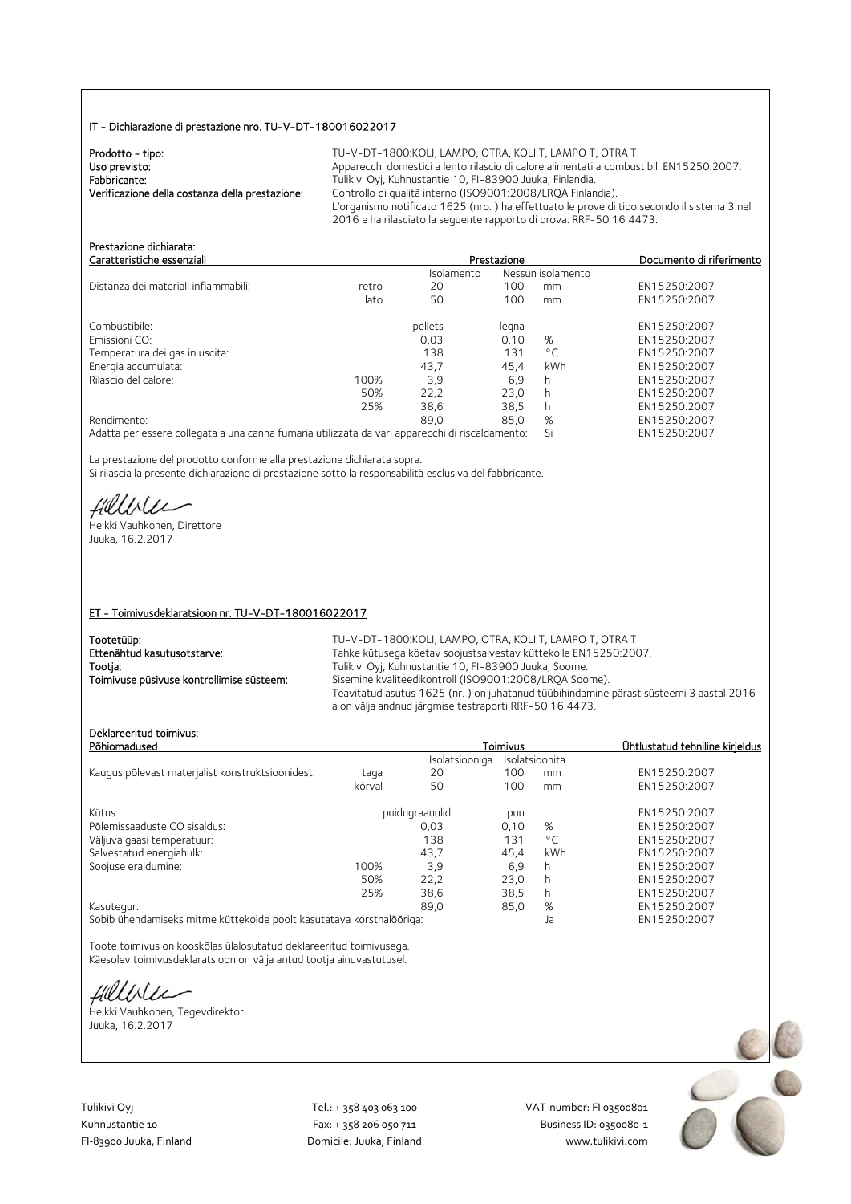## IT - Dichiarazione di prestazione nro. TU-V-DT-180016022017

**Prodotto - tipo:** TU-V-DT-1800:KOLI, LAMPO, OTRA, KOLI T, LAMPO T, OTRA T

**Uso previsto:** Apparecchi domestici a lento rilascio di calore alimentati a combustibili EN15250:2007.

**Fabbricante:** Tulikivi Oyj, Kuhnustantie 10, FI-83900 Juuka, Finlandia.

**Verificazione della costanza della prestazione:** Controllo di qualità interno (ISO9001:2008/LRQA Finlandia).
L'organismo notificato 1625 (nro. ) ha effettuato le prove di tipo secondo il sistema 3 nel 2016 e ha rilasciato la seguente rapporto di prova: RRF-50 16 4473.

**Prestazione dichiarata:**

| Caratteristiche essenziali | | Prestazione | | | Documento di riferimento |
|---|---|---|---|---|---|
| | | Isolamento | Nessun isolamento | | |
| Distanza dei materiali infiammabili: | retro | 20 | 100 | mm | EN15250:2007 |
| | lato | 50 | 100 | mm | EN15250:2007 |
| Combustibile: | | pellets | legna | | EN15250:2007 |
| Emissioni CO: | | 0,03 | 0,10 | % | EN15250:2007 |
| Temperatura dei gas in uscita: | | 138 | 131 | °C | EN15250:2007 |
| Energia accumulata: | | 43,7 | 45,4 | kWh | EN15250:2007 |
| Rilascio del calore: | 100% | 3,9 | 6,9 | h | EN15250:2007 |
| | 50% | 22,2 | 23,0 | h | EN15250:2007 |
| | 25% | 38,6 | 38,5 | h | EN15250:2007 |
| Rendimento: | | 89,0 | 85,0 | % | EN15250:2007 |
| Adatta per essere collegata a una canna fumaria utilizzata da vari apparecchi di riscaldamento: | | | Si | | EN15250:2007 |

La prestazione del prodotto conforme alla prestazione dichiarata sopra.
Si rilascia la presente dichiarazione di prestazione sotto la responsabilità esclusiva del fabbricante.

Heikki Vauhkonen, Direttore
Juuka, 16.2.2017

## ET - Toimivusdeklaratsioon nr. TU-V-DT-180016022017

**Tootetüüp:** TU-V-DT-1800:KOLI, LAMPO, OTRA, KOLI T, LAMPO T, OTRA T

**Ettenähtud kasutusotstarve:** Tahke kütusega köetav soojustsalvestav küttekolle EN15250:2007.

**Tootja:** Tulikivi Oyj, Kuhnustantie 10, FI-83900 Juuka, Soome.

**Toimivuse püsivuse kontrollimise süsteem:** Sisemine kvaliteedikontroll (ISO9001:2008/LRQA Soome).
Teavitatud asutus 1625 (nr. ) on juhatanud tüübihindamine pärast süsteemi 3 aastal 2016 a on välja andnud järgmise testraporti RRF-50 16 4473.

**Deklareeritud toimivus:**

| Põhiomadused | | Toimivus | | | Ühtlustatud tehniline kirjeldus |
|---|---|---|---|---|---|
| | | Isolatsiooniga | Isolatsioonita | | |
| Kaugus põlevast materjalist konstruktsioonidest: | taga | 20 | 100 | mm | EN15250:2007 |
| | kõrval | 50 | 100 | mm | EN15250:2007 |
| Kütus: | | puidugraanulid | puu | | EN15250:2007 |
| Põlemissaaduste CO sisaldus: | | 0,03 | 0,10 | % | EN15250:2007 |
| Väljuva gaasi temperatuur: | | 138 | 131 | °C | EN15250:2007 |
| Salvestatud energiahulk: | | 43,7 | 45,4 | kWh | EN15250:2007 |
| Soojuse eraldumine: | 100% | 3,9 | 6,9 | h | EN15250:2007 |
| | 50% | 22,2 | 23,0 | h | EN15250:2007 |
| | 25% | 38,6 | 38,5 | h | EN15250:2007 |
| Kasutegur: | | 89,0 | 85,0 | % | EN15250:2007 |
| Sobib ühendamiseks mitme küttekolde poolt kasutatava korstnalõõriga: | | | | Ja | EN15250:2007 |

Toote toimivus on kooskõlas ülalosutatud deklareeritud toimivusega.
Käesolev toimivusdeklaratsioon on välja antud tootja ainuvastutusel.

Heikki Vauhkonen, Tegevdirektor
Juuka, 16.2.2017

Tulikivi Oyj
Kuhnustantie 10
FI-83900 Juuka, Finland

Tel.: + 358 403 063 100
Fax: + 358 206 050 711
Domicile: Juuka, Finland

VAT-number: FI 03500801
Business ID: 0350080-1
www.tulikivi.com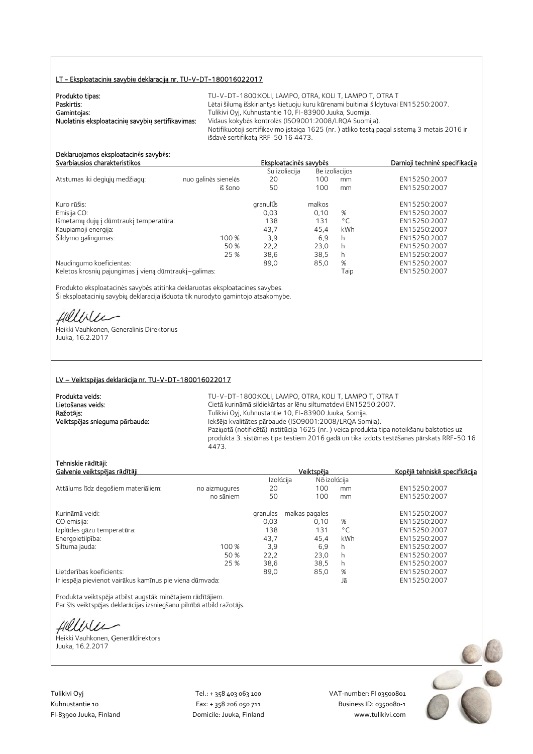## LT - Eksploatacinių savybių deklaracija nr. TU-V-DT-180016022017

**Produkto tipas:** TU-V-DT-1800:KOLI, LAMPO, OTRA, KOLI T, LAMPO T, OTRA T
**Paskirtis:** Lėtai šilumą išskiriantys kietuoju kuru kūrenami buitiniai šildytuvai EN15250:2007.
**Gamintojas:** Tulikivi Oyj, Kuhnustantie 10, FI-83900 Juuka, Suomija.
**Nuolatinis eksploatacinių savybių sertifikavimas:** Vidaus kokybės kontrolės (ISO9001:2008/LRQA Suomija).
Notifikuotoji sertifikavimo įstaiga 1625 (nr. ) atliko testą pagal sistemą 3 metais 2016 ir išdavė sertifikatą RRF-50 16 4473.

**Deklaruojamos eksploatacinės savybės:**

| Svarbiausios charakteristikos | | Eksploatacinės savybės | | | Darnioji techninė specifikacija |
|---|---|---|---|---|---|
| | | Su izoliacija | Be izoliacijos | | |
| Atstumas iki degiųjų medžiagų: | nuo galinės sienelės | 20 | 100 | mm | EN15250:2007 |
| | iš šono | 50 | 100 | mm | EN15250:2007 |
| Kuro rūšis: | | granulės | malkos | | EN15250:2007 |
| Emisija CO: | | 0,03 | 0,10 | % | EN15250:2007 |
| Išmetamų dujų į dūmtraukį temperatūra: | | 138 | 131 | °C | EN15250:2007 |
| Kaupiamoji energija: | | 43,7 | 45,4 | kWh | EN15250:2007 |
| Šildymo galingumas: | 100 % | 3,9 | 6,9 | h | EN15250:2007 |
| | 50 % | 22,2 | 23,0 | h | EN15250:2007 |
| | 25 % | 38,6 | 38,5 | h | EN15250:2007 |
| Naudingumo koeficientas: | | 89,0 | 85,0 | % | EN15250:2007 |
| Keletos krosnių pajungimas į vieną dūmtraukį–galimas: | | | | Taip | EN15250:2007 |

Produkto eksploatacinės savybės atitinka deklaruotas eksploatacines savybes.
Ši eksploatacinių savybių deklaracija išduota tik nurodyto gamintojo atsakomybe.

Heikki Vauhkonen, Generalinis Direktorius
Juuka, 16.2.2017

## LV – Veiktspējas deklarācija nr. TU-V-DT-180016022017

**Produkta veids:** TU-V-DT-1800:KOLI, LAMPO, OTRA, KOLI T, LAMPO T, OTRA T
**Lietošanas veids:** Cietā kurināmā sildiekārtas ar lēnu siltumatdevi EN15250:2007.
**Ražotājs:** Tulikivi Oyj, Kuhnustantie 10, FI-83900 Juuka, Somija.
**Veiktspējas snieguma pārbaude:** Iekšēja kvalitātes pārbaude (ISO9001:2008/LRQA Somija).
Paziņotā (notificētā) institūcija 1625 (nr. ) veica produkta tipa noteikšanu balstoties uz produkta 3. sistēmas tipa testiem 2016 gadā un tika izdots testēšanas pārskats RRF-50 16 4473.

**Tehniskie rādītāji:**

| Galvenie veiktspējas rādītāji | | Veiktspēja | | | Kopējā tehniskā specifkācija |
|---|---|---|---|---|---|
| | | Izolācija | Nō izolācija | | |
| Attālums līdz degošiem materiāliem: | no aizmugures | 20 | 100 | mm | EN15250:2007 |
| | no sāniem | 50 | 100 | mm | EN15250:2007 |
| Kurināmā veidi: | | granulas | malkas pagales | | EN15250:2007 |
| CO emisija: | | 0,03 | 0,10 | % | EN15250:2007 |
| Izplūdes gāzu temperatūra: | | 138 | 131 | °C | EN15250:2007 |
| Energoietilpība: | | 43,7 | 45,4 | kWh | EN15250:2007 |
| Siltuma jauda: | 100 % | 3,9 | 6,9 | h | EN15250:2007 |
| | 50 % | 22,2 | 23,0 | h | EN15250:2007 |
| | 25 % | 38,6 | 38,5 | h | EN15250:2007 |
| Lietderības koeficients: | | 89,0 | 85,0 | % | EN15250:2007 |
| Ir iespēja pievienot vairākus kamīnus pie viena dūmvada: | | | | Jā | EN15250:2007 |

Produkta veiktspēja atbilst augstāk minētajiem rādītājiem.
Par šīs veiktspējas deklarācijas izsniegšanu pilnībā atbild ražotājs.

Heikki Vauhkonen, Ģenerāldirektors
Juuka, 16.2.2017

Tulikivi Oyj
Kuhnustantie 10
FI-83900 Juuka, Finland

Tel.: + 358 403 063 100
Fax: + 358 206 050 711
Domicile: Juuka, Finland

VAT-number: FI 03500801
Business ID: 0350080-1
www.tulikivi.com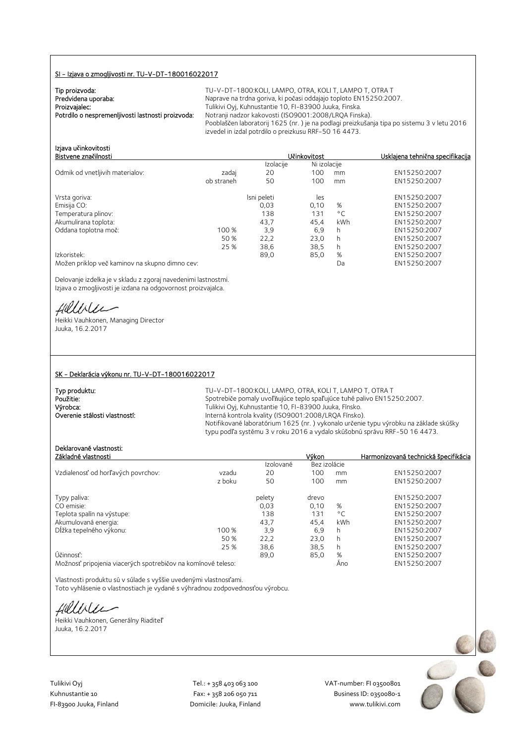## SI - Izjava o zmogljivosti nr. TU-V-DT-180016022017

**Tip proizvoda:** TU-V-DT-1800:KOLI, LAMPO, OTRA, KOLI T, LAMPO T, OTRA T
**Predvidena uporaba:** Naprave na trdna goriva, ki počasi oddajajo toploto EN15250:2007.
**Proizvajalec:** Tulikivi Oyj, Kuhnustantie 10, FI-83900 Juuka, Finska.
**Potrdilo o nespremenljivosti lastnosti proizvoda:** Notranji nadzor kakovosti (ISO9001:2008/LRQA Finska).
Pooblaščen laboratorij 1625 (nr. ) je na podlagi preizkušanja tipa po sistemu 3 v letu 2016 izvedel in izdal potrdilo o preizkusu RRF-50 16 4473.

### Izjava učinkovitosti

| Bistvene značilnosti | | Učinkovitost | | | Usklajena tehnična specifikacija |
|---|---|---|---|---|---|
| | | Izolacije | Ni izolacije | | |
| Odmik od vnetljivih materialov: | zadaj | 20 | 100 | mm | EN15250:2007 |
| | ob straneh | 50 | 100 | mm | EN15250:2007 |
| Vrsta goriva: | | lsni peleti | les | | EN15250:2007 |
| Emisija CO: | | 0,03 | 0,10 | % | EN15250:2007 |
| Temperatura plinov: | | 138 | 131 | °C | EN15250:2007 |
| Akumulirana toplota: | | 43,7 | 45,4 | kWh | EN15250:2007 |
| Oddana toplotna moč: | 100 % | 3,9 | 6,9 | h | EN15250:2007 |
| | 50 % | 22,2 | 23,0 | h | EN15250:2007 |
| | 25 % | 38,6 | 38,5 | h | EN15250:2007 |
| Izkoristek: | | 89,0 | 85,0 | % | EN15250:2007 |
| Možen priklop več kaminov na skupno dimno cev: | | | | Da | EN15250:2007 |

Delovanje izdelka je v skladu z zgoraj navedenimi lastnostmi.
Izjava o zmogljivosti je izdana na odgovornost proizvajalca.

Heikki Vauhkonen, Managing Director
Juuka, 16.2.2017

## SK – Deklarácia výkonu nr. TU-V-DT-180016022017

**Typ produktu:** TU-V-DT-1800:KOLI, LAMPO, OTRA, KOLI T, LAMPO T, OTRA T
**Použitie:** Spotrebiče pomaly uvoľňujúce teplo spaľujúce tuhé palivo EN15250:2007.
**Výrobca:** Tulikivi Oyj, Kuhnustantie 10, FI-83900 Juuka, Fínsko.
**Overenie stálosti vlastností:** Interná kontrola kvality (ISO9001:2008/LRQA Fínsko).
Notifikované laboratórium 1625 (nr. ) vykonalo určenie typu výrobku na základe skúšky typu podľa systému 3 v roku 2016 a vydalo skúšobnú správu RRF-50 16 4473.

### Deklarované vlastnosti:

| Základné vlastnosti | | Výkon | | | Harmonizovaná technická špecifikácia |
|---|---|---|---|---|---|
| | | Izolované | Bez izolácie | | |
| Vzdialenosť od horľavých povrchov: | vzadu | 20 | 100 | mm | EN15250:2007 |
| | z boku | 50 | 100 | mm | EN15250:2007 |
| Typy paliva: | | pelety | drevo | | EN15250:2007 |
| CO emisie: | | 0,03 | 0,10 | % | EN15250:2007 |
| Teplota spalín na výstupe: | | 138 | 131 | °C | EN15250:2007 |
| Akumulovaná energia: | | 43,7 | 45,4 | kWh | EN15250:2007 |
| Dĺžka tepelného výkonu: | 100 % | 3,9 | 6,9 | h | EN15250:2007 |
| | 50 % | 22,2 | 23,0 | h | EN15250:2007 |
| | 25 % | 38,6 | 38,5 | h | EN15250:2007 |
| Účinnosť: | | 89,0 | 85,0 | % | EN15250:2007 |
| Možnosť pripojenia viacerých spotrebičov na komínové teleso: | | | | Áno | EN15250:2007 |

Vlastnosti produktu sú v súlade s vyššie uvedenými vlastnosťami.
Toto vyhlásenie o vlastnostiach je vydané s výhradnou zodpovednosťou výrobcu.

Heikki Vauhkonen, Generálny Riaditeľ
Juuka, 16.2.2017

Tulikivi Oyj
Kuhnustantie 10
FI-83900 Juuka, Finland

Tel.: + 358 403 063 100
Fax: + 358 206 050 711
Domicile: Juuka, Finland

VAT-number: FI 03500801
Business ID: 0350080-1
www.tulikivi.com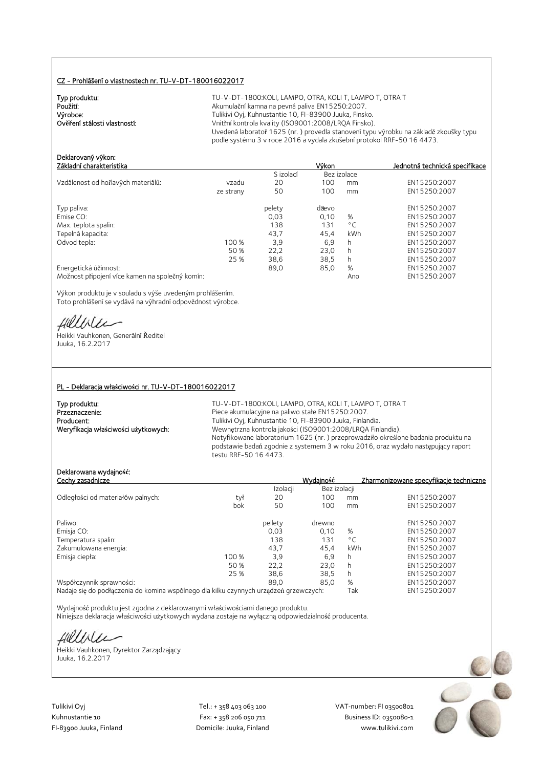## CZ - Prohlášení o vlastnostech nr. TU-V-DT-180016022017

| | |
|---|---|
| **Typ produktu:** | TU-V-DT-1800:KOLI, LAMPO, OTRA, KOLI T, LAMPO T, OTRA T |
| **Použití:** | Akumulační kamna na pevná paliva EN15250:2007. |
| **Výrobce:** | Tulikivi Oyj, Kuhnustantie 10, FI-83900 Juuka, Finsko. |
| **Ověření stálosti vlastností:** | Vnitřní kontrola kvality (ISO9001:2008/LRQA Finsko). Uvedená laboratoř 1625 (nr. ) provedla stanovení typu výrobku na základě zkoušky typu podle systému 3 v roce 2016 a vydala zkušební protokol RRF-50 16 4473. |

**Deklarovaný výkon:**

| Základní charakteristika | | Výkon | | | Jednotná technická specifikace |
|---|---|---|---|---|---|
| | | S izolací | Bez izolace | | |
| Vzdálenost od hořlavých materiálů: | vzadu | 20 | 100 | mm | EN15250:2007 |
| | ze strany | 50 | 100 | mm | EN15250:2007 |
| Typ paliva: | | pelety | dřevo | | EN15250:2007 |
| Emise CO: | | 0,03 | 0,10 | % | EN15250:2007 |
| Max. teplota spalin: | | 138 | 131 | °C | EN15250:2007 |
| Tepelná kapacita: | | 43,7 | 45,4 | kWh | EN15250:2007 |
| Odvod tepla: | 100 % | 3,9 | 6,9 | h | EN15250:2007 |
| | 50 % | 22,2 | 23,0 | h | EN15250:2007 |
| | 25 % | 38,6 | 38,5 | h | EN15250:2007 |
| Energetická účinnost: | | 89,0 | 85,0 | % | EN15250:2007 |
| Možnost připojení více kamen na společný komín: | | | | Ano | EN15250:2007 |

Výkon produktu je v souladu s výše uvedeným prohlášením.
Toto prohlášení se vydává na výhradní odpovědnost výrobce.

Heikki Vauhkonen, Generální Ředitel
Juuka, 16.2.2017

## PL - Deklaracja właściwości nr. TU-V-DT-180016022017

| | |
|---|---|
| **Typ produktu:** | TU-V-DT-1800:KOLI, LAMPO, OTRA, KOLI T, LAMPO T, OTRA T |
| **Przeznaczenie:** | Piece akumulacyjne na paliwo stałe EN15250:2007. |
| **Producent:** | Tulikivi Oyj, Kuhnustantie 10, FI-83900 Juuka, Finlandia. |
| **Weryfikacja właściwości użytkowych:** | Wewnętrzna kontrola jakości (ISO9001:2008/LRQA Finlandia). Notyfikowane laboratorium 1625 (nr. ) przeprowadziło określone badania produktu na podstawie badań zgodnie z systemem 3 w roku 2016, oraz wydało następujący raport testu RRF-50 16 4473. |

**Deklarowana wydajność:**

| Cechy zasadnicze | | Wydajność | | | Zharmonizowane specyfikacje techniczne |
|---|---|---|---|---|---|
| | | Izolacji | Bez izolacji | | |
| Odległości od materiałów palnych: | tył | 20 | 100 | mm | EN15250:2007 |
| | bok | 50 | 100 | mm | EN15250:2007 |
| Paliwo: | | pellety | drewno | | EN15250:2007 |
| Emisja CO: | | 0,03 | 0,10 | % | EN15250:2007 |
| Temperatura spalin: | | 138 | 131 | °C | EN15250:2007 |
| Zakumulowana energia: | | 43,7 | 45,4 | kWh | EN15250:2007 |
| Emisja ciepła: | 100 % | 3,9 | 6,9 | h | EN15250:2007 |
| | 50 % | 22,2 | 23,0 | h | EN15250:2007 |
| | 25 % | 38,6 | 38,5 | h | EN15250:2007 |
| Współczynnik sprawności: | | 89,0 | 85,0 | % | EN15250:2007 |
| Nadaje się do podłączenia do komina wspólnego dla kilku czynnych urządzeń grzewczych: | | | | Tak | EN15250:2007 |

Wydajność produktu jest zgodna z deklarowanymi właściwościami danego produktu.
Niniejsza deklaracja właściwości użytkowych wydana zostaje na wyłączną odpowiedzialność producenta.

Heikki Vauhkonen, Dyrektor Zarządzający
Juuka, 16.2.2017

Tulikivi Oyj
Kuhnustantie 10
FI-83900 Juuka, Finland

Tel.: + 358 403 063 100
Fax: + 358 206 050 711
Domicile: Juuka, Finland

VAT-number: FI 03500801
Business ID: 0350080-1
www.tulikivi.com